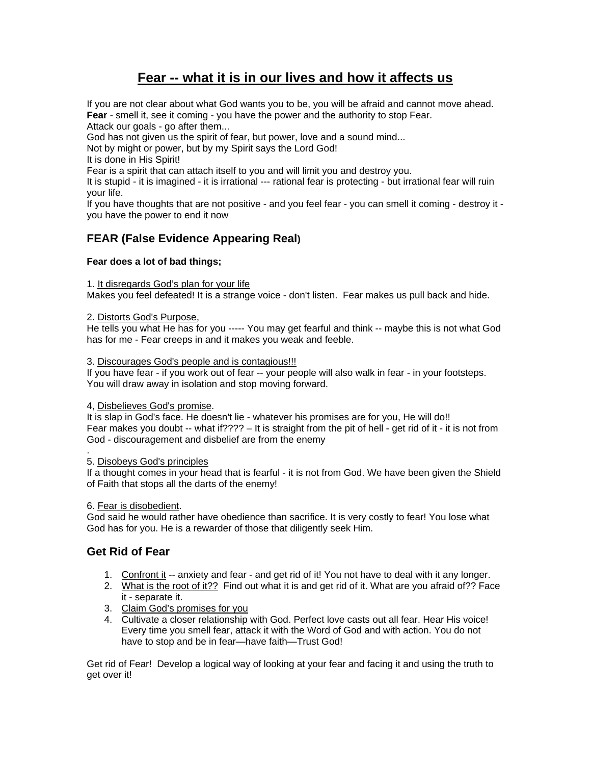# <u>Fear -- what it is in our lives and how it affects us</u>

If you are not clear about what God wants you to be, you will be afraid and cannot move ahead.
**Fear** - smell it, see it coming - you have the power and the authority to stop Fear.
Attack our goals - go after them...
God has not given us the spirit of fear, but power, love and a sound mind...
Not by might or power, but by my Spirit says the Lord God!
It is done in His Spirit!
Fear is a spirit that can attach itself to you and will limit you and destroy you.
It is stupid - it is imagined - it is irrational --- rational fear is protecting - but irrational fear will ruin your life.
If you have thoughts that are not positive - and you feel fear - you can smell it coming - destroy it - you have the power to end it now

## FEAR (False Evidence Appearing Real)

**Fear does a lot of bad things;**

1. <u>It disregards God's plan for your life</u>
Makes you feel defeated! It is a strange voice - don't listen. Fear makes us pull back and hide.

2. <u>Distorts God's Purpose</u>,
He tells you what He has for you ----- You may get fearful and think -- maybe this is not what God has for me - Fear creeps in and it makes you weak and feeble.

3. <u>Discourages God's people and is contagious!!!</u>
If you have fear - if you work out of fear -- your people will also walk in fear - in your footsteps. You will draw away in isolation and stop moving forward.

4, <u>Disbelieves God's promise</u>.
It is slap in God's face. He doesn't lie - whatever his promises are for you, He will do!!
Fear makes you doubt -- what if???? – It is straight from the pit of hell - get rid of it - it is not from God - discouragement and disbelief are from the enemy
.
5. <u>Disobeys God's principles</u>
If a thought comes in your head that is fearful - it is not from God. We have been given the Shield of Faith that stops all the darts of the enemy!

6. <u>Fear is disobedient</u>.
God said he would rather have obedience than sacrifice. It is very costly to fear! You lose what God has for you. He is a rewarder of those that diligently seek Him.

## Get Rid of Fear

1. <u>Confront it</u> -- anxiety and fear - and get rid of it! You not have to deal with it any longer.
2. <u>What is the root of it??</u> Find out what it is and get rid of it. What are you afraid of?? Face it - separate it.
3. <u>Claim God's promises for you</u>
4. <u>Cultivate a closer relationship with God</u>. Perfect love casts out all fear. Hear His voice! Every time you smell fear, attack it with the Word of God and with action. You do not have to stop and be in fear—have faith—Trust God!

Get rid of Fear! Develop a logical way of looking at your fear and facing it and using the truth to get over it!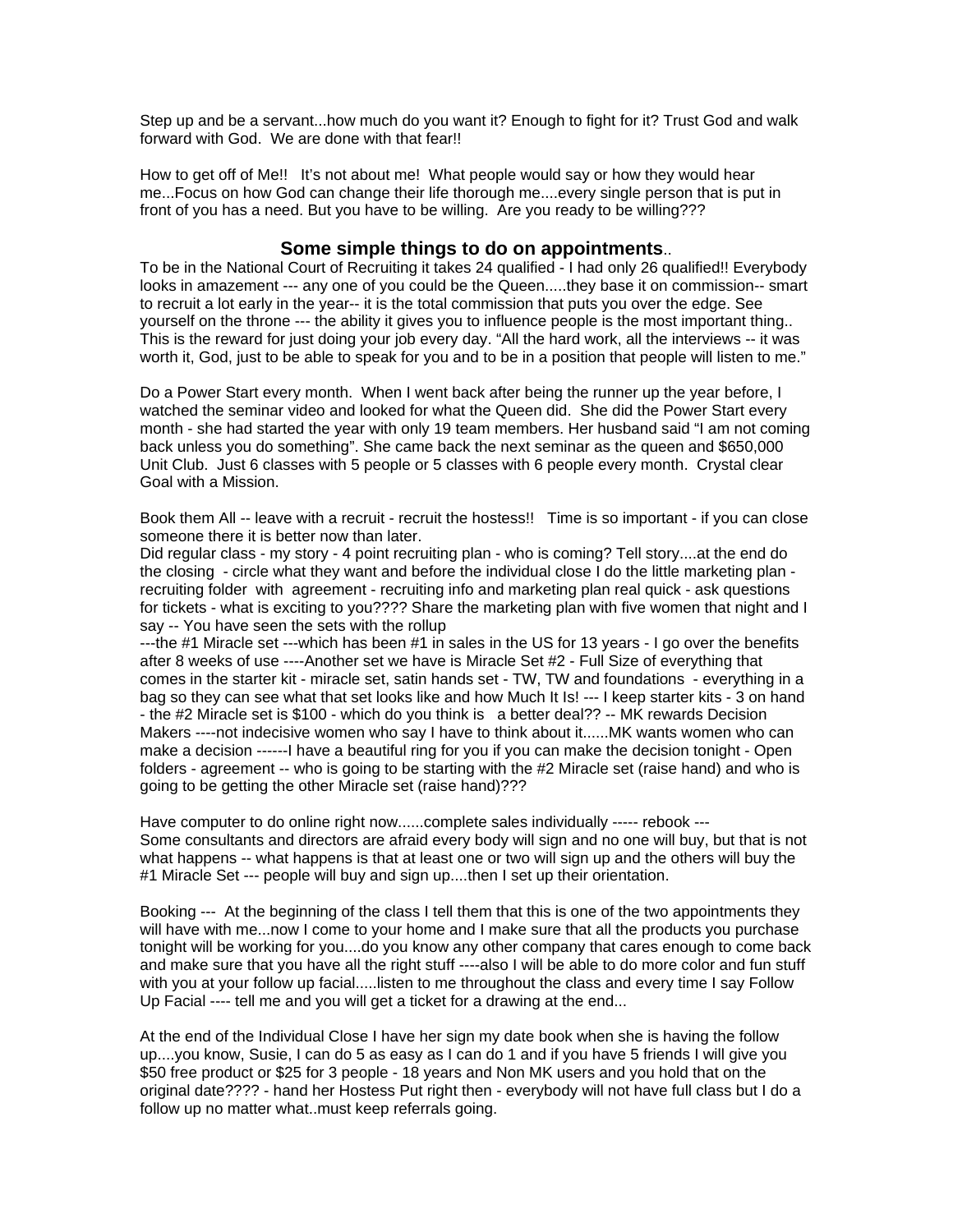Step up and be a servant...how much do you want it? Enough to fight for it? Trust God and walk forward with God. We are done with that fear!!

How to get off of Me!! It's not about me! What people would say or how they would hear me...Focus on how God can change their life thorough me....every single person that is put in front of you has a need. But you have to be willing. Are you ready to be willing???

## Some simple things to do on appointments..

To be in the National Court of Recruiting it takes 24 qualified - I had only 26 qualified!! Everybody looks in amazement --- any one of you could be the Queen.....they base it on commission-- smart to recruit a lot early in the year-- it is the total commission that puts you over the edge. See yourself on the throne --- the ability it gives you to influence people is the most important thing.. This is the reward for just doing your job every day. "All the hard work, all the interviews -- it was worth it, God, just to be able to speak for you and to be in a position that people will listen to me."

Do a Power Start every month. When I went back after being the runner up the year before, I watched the seminar video and looked for what the Queen did. She did the Power Start every month - she had started the year with only 19 team members. Her husband said "I am not coming back unless you do something". She came back the next seminar as the queen and $650,000 Unit Club. Just 6 classes with 5 people or 5 classes with 6 people every month. Crystal clear Goal with a Mission.

Book them All -- leave with a recruit - recruit the hostess!! Time is so important - if you can close someone there it is better now than later.
Did regular class - my story - 4 point recruiting plan - who is coming? Tell story....at the end do the closing - circle what they want and before the individual close I do the little marketing plan - recruiting folder with agreement - recruiting info and marketing plan real quick - ask questions for tickets - what is exciting to you???? Share the marketing plan with five women that night and I say -- You have seen the sets with the rollup
---the #1 Miracle set ---which has been #1 in sales in the US for 13 years - I go over the benefits after 8 weeks of use ----Another set we have is Miracle Set #2 - Full Size of everything that comes in the starter kit - miracle set, satin hands set - TW, TW and foundations - everything in a bag so they can see what that set looks like and how Much It Is! --- I keep starter kits - 3 on hand - the #2 Miracle set is $100 - which do you think is a better deal?? -- MK rewards Decision Makers ----not indecisive women who say I have to think about it......MK wants women who can make a decision ------I have a beautiful ring for you if you can make the decision tonight - Open folders - agreement -- who is going to be starting with the #2 Miracle set (raise hand) and who is going to be getting the other Miracle set (raise hand)???

Have computer to do online right now......complete sales individually ----- rebook ---
Some consultants and directors are afraid every body will sign and no one will buy, but that is not what happens -- what happens is that at least one or two will sign up and the others will buy the #1 Miracle Set --- people will buy and sign up....then I set up their orientation.

Booking --- At the beginning of the class I tell them that this is one of the two appointments they will have with me...now I come to your home and I make sure that all the products you purchase tonight will be working for you....do you know any other company that cares enough to come back and make sure that you have all the right stuff ----also I will be able to do more color and fun stuff with you at your follow up facial.....listen to me throughout the class and every time I say Follow Up Facial ---- tell me and you will get a ticket for a drawing at the end...

At the end of the Individual Close I have her sign my date book when she is having the follow up....you know, Susie, I can do 5 as easy as I can do 1 and if you have 5 friends I will give you $50 free product or $25 for 3 people - 18 years and Non MK users and you hold that on the original date???? - hand her Hostess Put right then - everybody will not have full class but I do a follow up no matter what..must keep referrals going.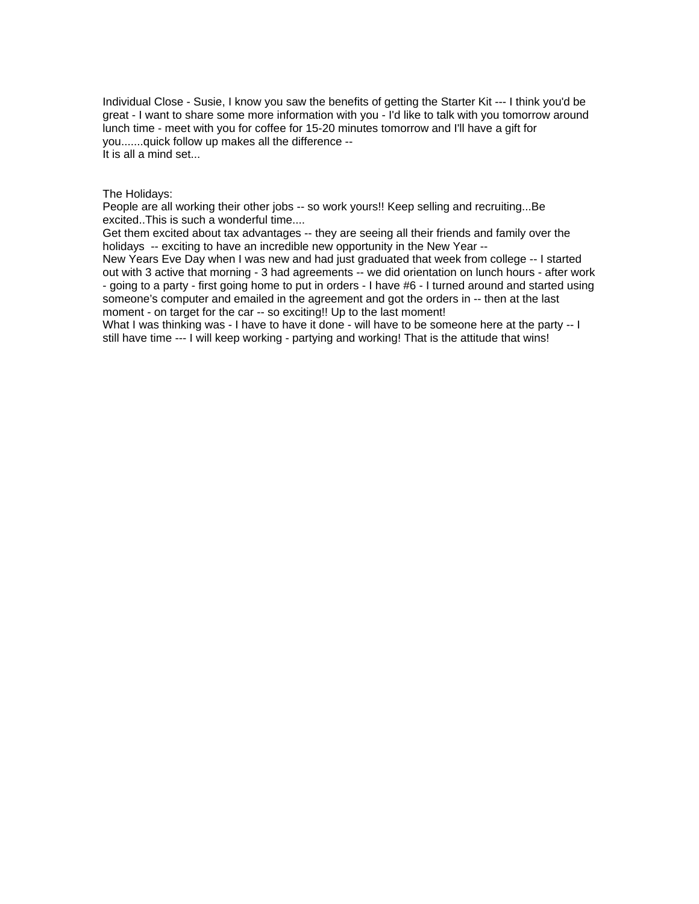Individual Close - Susie, I know you saw the benefits of getting the Starter Kit --- I think you'd be great - I want to share some more information with you - I'd like to talk with you tomorrow around lunch time - meet with you for coffee for 15-20 minutes tomorrow and I'll have a gift for you.......quick follow up makes all the difference --
It is all a mind set...

The Holidays:
People are all working their other jobs -- so work yours!! Keep selling and recruiting...Be excited..This is such a wonderful time....
Get them excited about tax advantages -- they are seeing all their friends and family over the holidays -- exciting to have an incredible new opportunity in the New Year --
New Years Eve Day when I was new and had just graduated that week from college -- I started out with 3 active that morning - 3 had agreements -- we did orientation on lunch hours - after work - going to a party - first going home to put in orders - I have #6 - I turned around and started using someone's computer and emailed in the agreement and got the orders in -- then at the last moment - on target for the car -- so exciting!! Up to the last moment!
What I was thinking was - I have to have it done - will have to be someone here at the party -- I still have time --- I will keep working - partying and working! That is the attitude that wins!